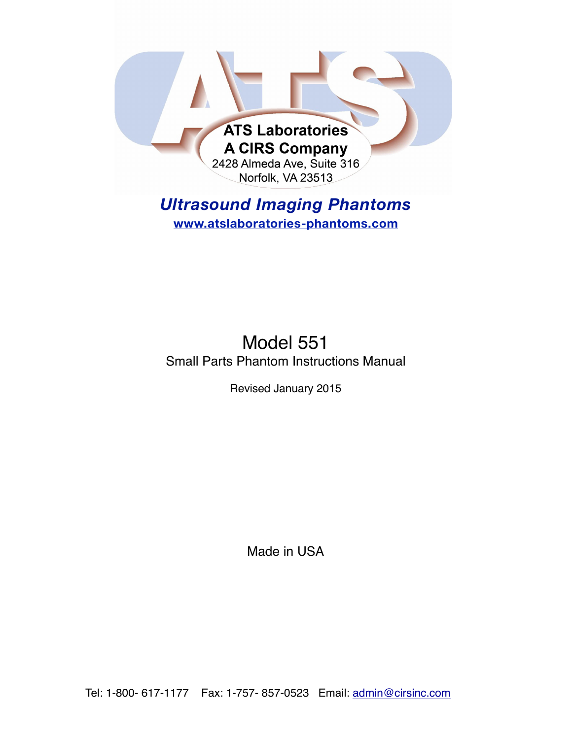ATS Laboratories
A CIRS Company
2428 Almeda Ave, Suite 316
Norfolk, VA 23513

***Ultrasound Imaging Phantoms***
**www.atslaboratories-phantoms.com**

# Model 551

Small Parts Phantom Instructions Manual

Revised January 2015

Made in USA

Tel: 1-800- 617-1177 Fax: 1-757- 857-0523 Email: admin@cirsinc.com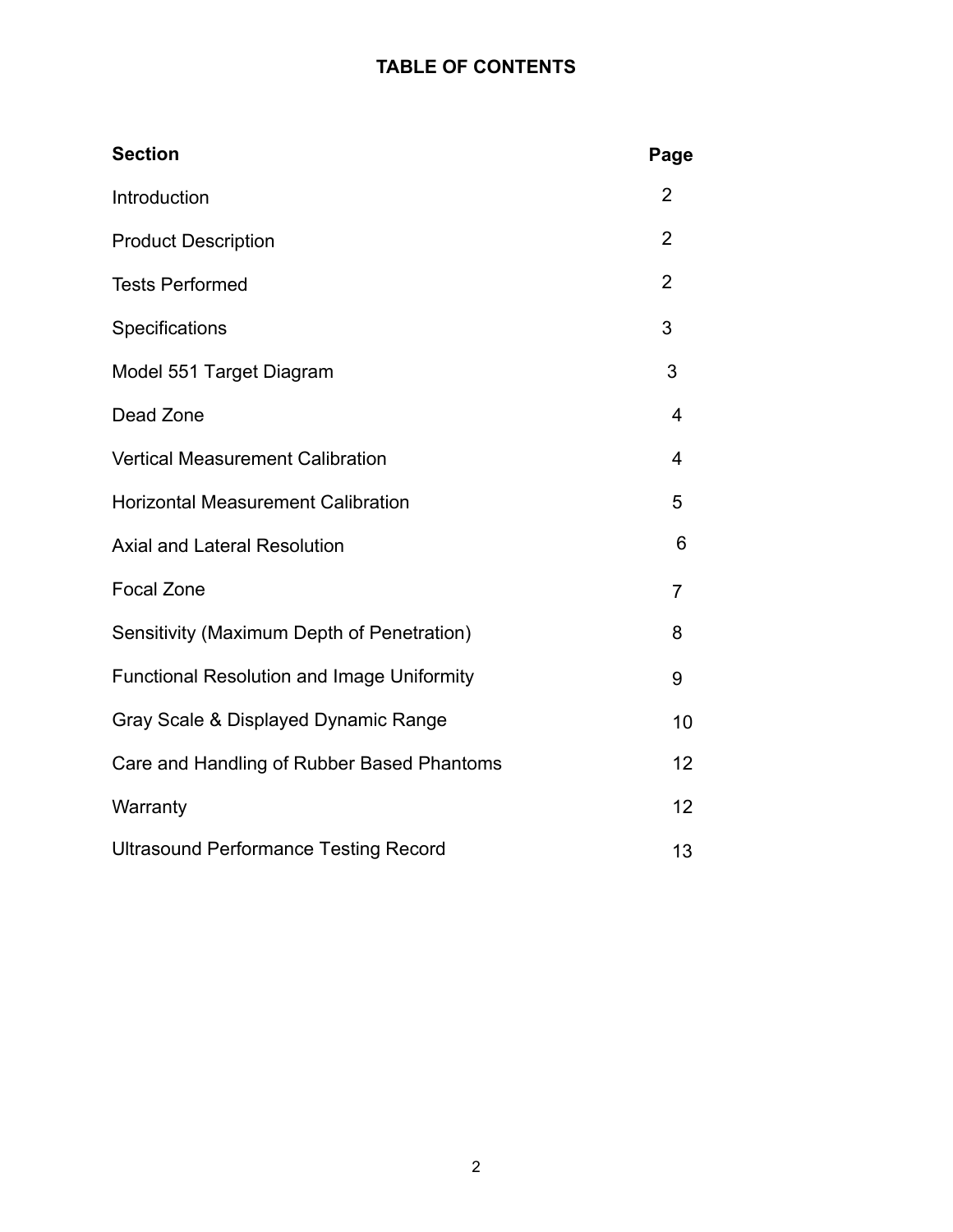# TABLE OF CONTENTS

| Section | Page |
|---|---|
| Introduction | 2 |
| Product Description | 2 |
| Tests Performed | 2 |
| Specifications | 3 |
| Model 551 Target Diagram | 3 |
| Dead Zone | 4 |
| Vertical Measurement Calibration | 4 |
| Horizontal Measurement Calibration | 5 |
| Axial and Lateral Resolution | 6 |
| Focal Zone | 7 |
| Sensitivity (Maximum Depth of Penetration) | 8 |
| Functional Resolution and Image Uniformity | 9 |
| Gray Scale & Displayed Dynamic Range | 10 |
| Care and Handling of Rubber Based Phantoms | 12 |
| Warranty | 12 |
| Ultrasound Performance Testing Record | 13 |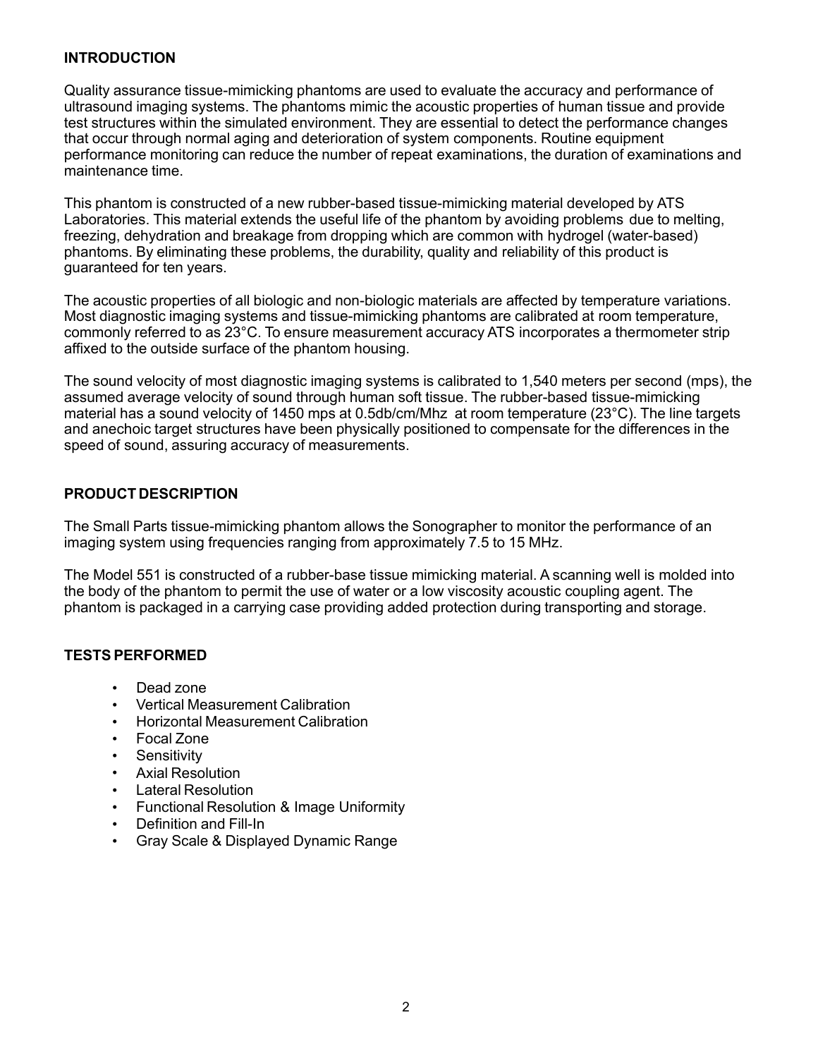## INTRODUCTION

Quality assurance tissue-mimicking phantoms are used to evaluate the accuracy and performance of ultrasound imaging systems. The phantoms mimic the acoustic properties of human tissue and provide test structures within the simulated environment. They are essential to detect the performance changes that occur through normal aging and deterioration of system components. Routine equipment performance monitoring can reduce the number of repeat examinations, the duration of examinations and maintenance time.

This phantom is constructed of a new rubber-based tissue-mimicking material developed by ATS Laboratories. This material extends the useful life of the phantom by avoiding problems due to melting, freezing, dehydration and breakage from dropping which are common with hydrogel (water-based) phantoms. By eliminating these problems, the durability, quality and reliability of this product is guaranteed for ten years.

The acoustic properties of all biologic and non-biologic materials are affected by temperature variations. Most diagnostic imaging systems and tissue-mimicking phantoms are calibrated at room temperature, commonly referred to as 23°C. To ensure measurement accuracy ATS incorporates a thermometer strip affixed to the outside surface of the phantom housing.

The sound velocity of most diagnostic imaging systems is calibrated to 1,540 meters per second (mps), the assumed average velocity of sound through human soft tissue. The rubber-based tissue-mimicking material has a sound velocity of 1450 mps at 0.5db/cm/Mhz at room temperature (23°C). The line targets and anechoic target structures have been physically positioned to compensate for the differences in the speed of sound, assuring accuracy of measurements.

## PRODUCT DESCRIPTION

The Small Parts tissue-mimicking phantom allows the Sonographer to monitor the performance of an imaging system using frequencies ranging from approximately 7.5 to 15 MHz.

The Model 551 is constructed of a rubber-base tissue mimicking material. A scanning well is molded into the body of the phantom to permit the use of water or a low viscosity acoustic coupling agent. The phantom is packaged in a carrying case providing added protection during transporting and storage.

## TESTS PERFORMED

- Dead zone
- Vertical Measurement Calibration
- Horizontal Measurement Calibration
- Focal Zone
- Sensitivity
- Axial Resolution
- Lateral Resolution
- Functional Resolution & Image Uniformity
- Definition and Fill-In
- Gray Scale & Displayed Dynamic Range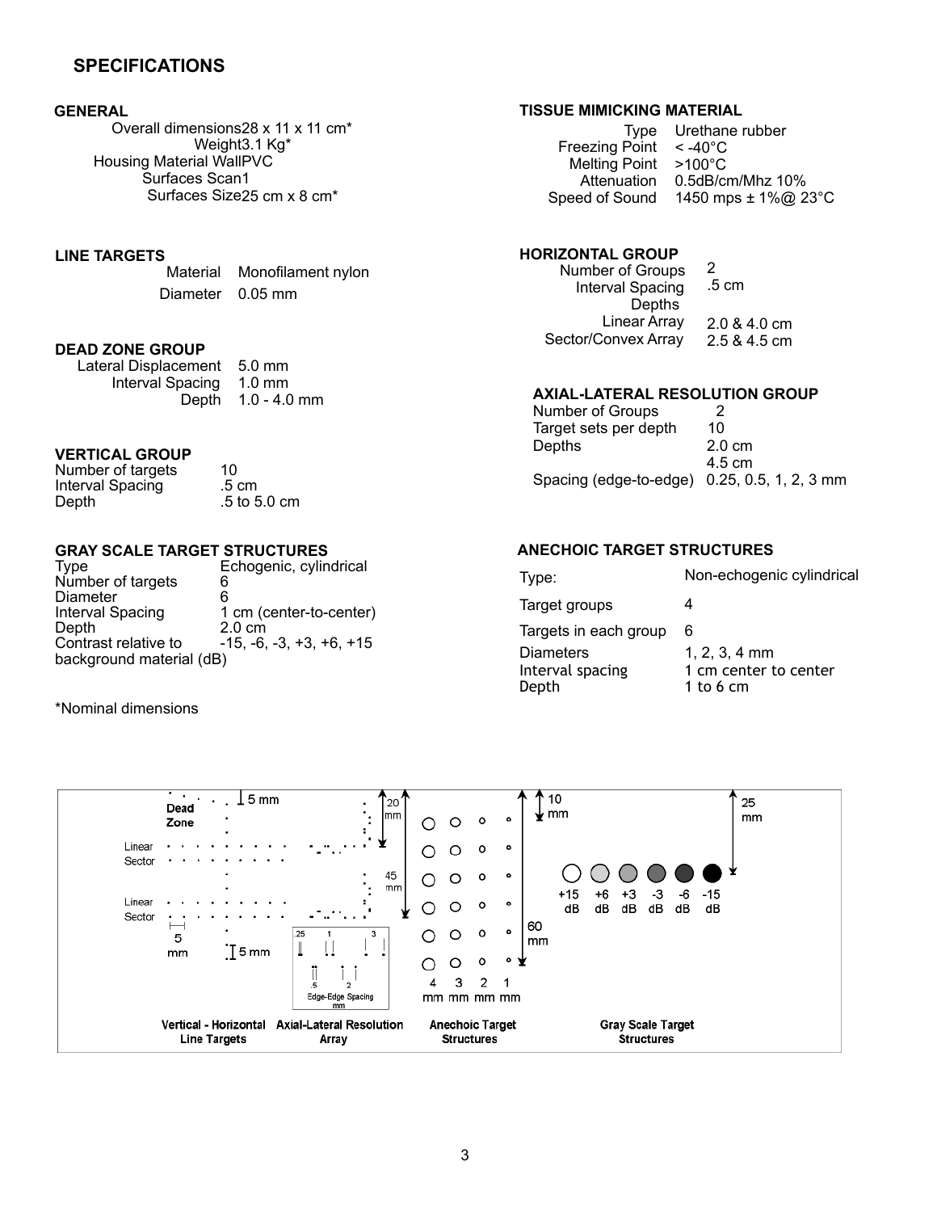## SPECIFICATIONS

### GENERAL

| | |
|---|---|
| Overall dimensions | 28 x 11 x 11 cm* |
| Weight | 3.1 Kg* |
| Housing Material Wall | PVC |
| Surfaces Scan | 1 |
| Surfaces Size | 25 cm x 8 cm* |

### LINE TARGETS

| | |
|---|---|
| Material | Monofilament nylon |
| Diameter | 0.05 mm |

### DEAD ZONE GROUP

| | |
|---|---|
| Lateral Displacement | 5.0 mm |
| Interval Spacing | 1.0 mm |
| Depth | 1.0 - 4.0 mm |

### VERTICAL GROUP

| | |
|---|---|
| Number of targets | 10 |
| Interval Spacing | .5 cm |
| Depth | .5 to 5.0 cm |

### GRAY SCALE TARGET STRUCTURES

| | |
|---|---|
| Type | Echogenic, cylindrical |
| Number of targets | 6 |
| Diameter | 6 |
| Interval Spacing | 1 cm (center-to-center) |
| Depth | 2.0 cm |
| Contrast relative to background material (dB) | -15, -6, -3, +3, +6, +15 |

*Nominal dimensions

### TISSUE MIMICKING MATERIAL

| | |
|---|---|
| Type | Urethane rubber |
| Freezing Point | < -40°C |
| Melting Point | >100°C |
| Attenuation | 0.5dB/cm/Mhz 10% |
| Speed of Sound | 1450 mps ± 1%@ 23°C |

### HORIZONTAL GROUP

| | |
|---|---|
| Number of Groups | 2 |
| Interval Spacing | .5 cm |
| Depths | |
| Linear Array | 2.0 & 4.0 cm |
| Sector/Convex Array | 2.5 & 4.5 cm |

### AXIAL-LATERAL RESOLUTION GROUP

| | |
|---|---|
| Number of Groups | 2 |
| Target sets per depth | 10 |
| Depths | 2.0 cm<br>4.5 cm |
| Spacing (edge-to-edge) | 0.25, 0.5, 1, 2, 3 mm |

### ANECHOIC TARGET STRUCTURES

| | |
|---|---|
| Type: | Non-echogenic cylindrical |
| Target groups | 4 |
| Targets in each group | 6 |
| Diameters | 1, 2, 3, 4 mm |
| Interval spacing | 1 cm center to center |
| Depth | 1 to 6 cm |

Vertical - Horizontal Line Targets &nbsp;&nbsp; Axial-Lateral Resolution Array &nbsp;&nbsp; Anechoic Target Structures &nbsp;&nbsp; Gray Scale Target Structures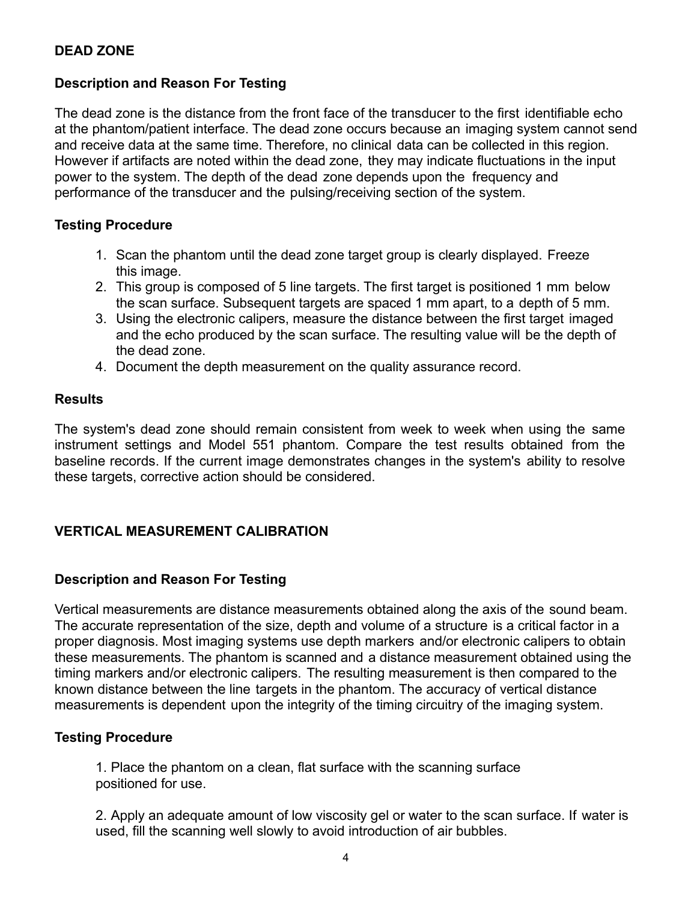## DEAD ZONE

### Description and Reason For Testing

The dead zone is the distance from the front face of the transducer to the first identifiable echo at the phantom/patient interface. The dead zone occurs because an imaging system cannot send and receive data at the same time. Therefore, no clinical data can be collected in this region. However if artifacts are noted within the dead zone, they may indicate fluctuations in the input power to the system. The depth of the dead zone depends upon the frequency and performance of the transducer and the pulsing/receiving section of the system.

### Testing Procedure

1. Scan the phantom until the dead zone target group is clearly displayed. Freeze this image.
2. This group is composed of 5 line targets. The first target is positioned 1 mm below the scan surface. Subsequent targets are spaced 1 mm apart, to a depth of 5 mm.
3. Using the electronic calipers, measure the distance between the first target imaged and the echo produced by the scan surface. The resulting value will be the depth of the dead zone.
4. Document the depth measurement on the quality assurance record.

### Results

The system's dead zone should remain consistent from week to week when using the same instrument settings and Model 551 phantom. Compare the test results obtained from the baseline records. If the current image demonstrates changes in the system's ability to resolve these targets, corrective action should be considered.

## VERTICAL MEASUREMENT CALIBRATION

### Description and Reason For Testing

Vertical measurements are distance measurements obtained along the axis of the sound beam. The accurate representation of the size, depth and volume of a structure is a critical factor in a proper diagnosis. Most imaging systems use depth markers and/or electronic calipers to obtain these measurements. The phantom is scanned and a distance measurement obtained using the timing markers and/or electronic calipers. The resulting measurement is then compared to the known distance between the line targets in the phantom. The accuracy of vertical distance measurements is dependent upon the integrity of the timing circuitry of the imaging system.

### Testing Procedure

1. Place the phantom on a clean, flat surface with the scanning surface positioned for use.

2. Apply an adequate amount of low viscosity gel or water to the scan surface. If water is used, fill the scanning well slowly to avoid introduction of air bubbles.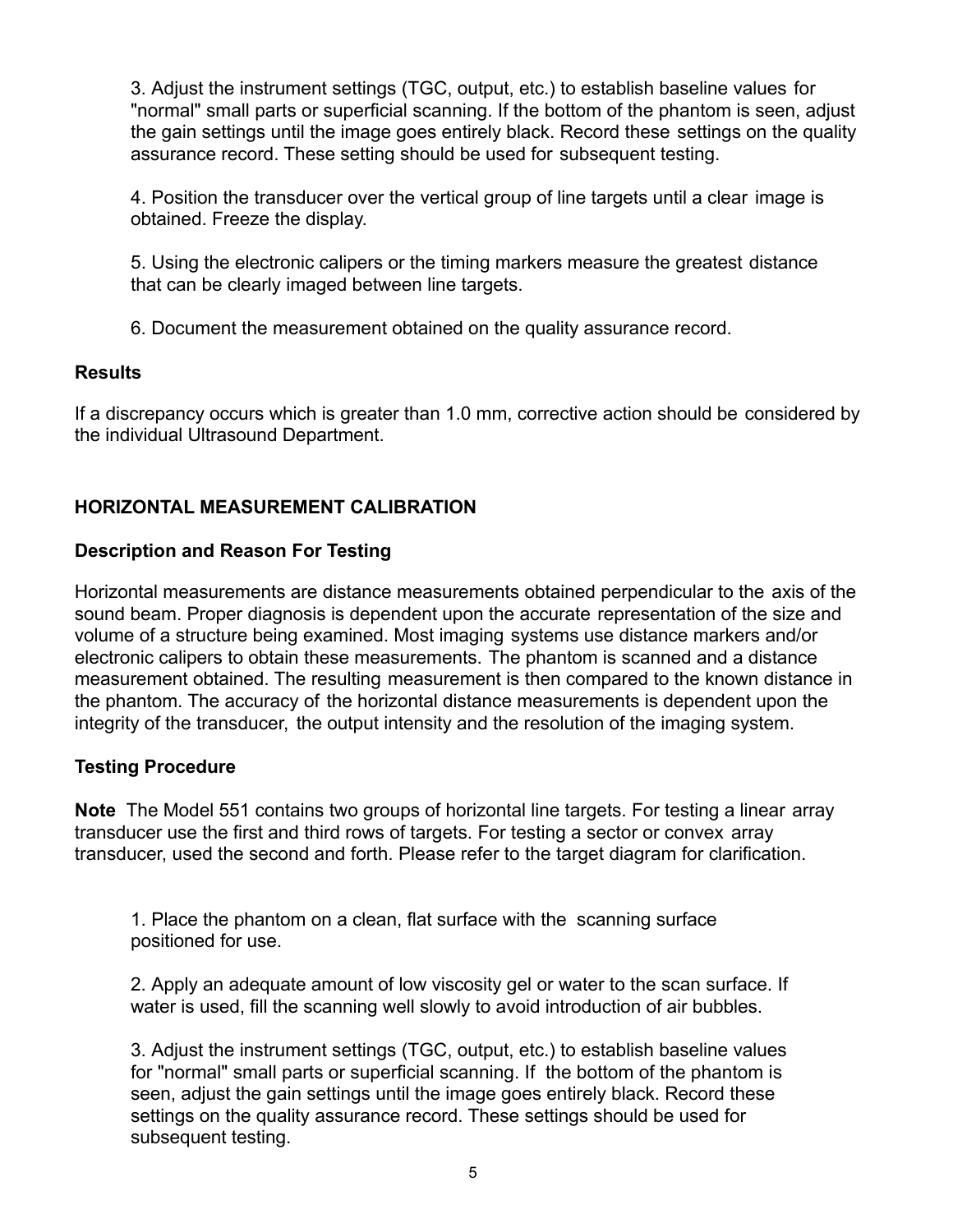3. Adjust the instrument settings (TGC, output, etc.) to establish baseline values for "normal" small parts or superficial scanning. If the bottom of the phantom is seen, adjust the gain settings until the image goes entirely black. Record these settings on the quality assurance record. These setting should be used for subsequent testing.

4. Position the transducer over the vertical group of line targets until a clear image is obtained. Freeze the display.

5. Using the electronic calipers or the timing markers measure the greatest distance that can be clearly imaged between line targets.

6. Document the measurement obtained on the quality assurance record.

**Results**

If a discrepancy occurs which is greater than 1.0 mm, corrective action should be considered by the individual Ultrasound Department.

**HORIZONTAL MEASUREMENT CALIBRATION**

**Description and Reason For Testing**

Horizontal measurements are distance measurements obtained perpendicular to the axis of the sound beam. Proper diagnosis is dependent upon the accurate representation of the size and volume of a structure being examined. Most imaging systems use distance markers and/or electronic calipers to obtain these measurements. The phantom is scanned and a distance measurement obtained. The resulting measurement is then compared to the known distance in the phantom. The accuracy of the horizontal distance measurements is dependent upon the integrity of the transducer, the output intensity and the resolution of the imaging system.

**Testing Procedure**

**Note** The Model 551 contains two groups of horizontal line targets. For testing a linear array transducer use the first and third rows of targets. For testing a sector or convex array transducer, used the second and forth. Please refer to the target diagram for clarification.

1. Place the phantom on a clean, flat surface with the scanning surface positioned for use.

2. Apply an adequate amount of low viscosity gel or water to the scan surface. If water is used, fill the scanning well slowly to avoid introduction of air bubbles.

3. Adjust the instrument settings (TGC, output, etc.) to establish baseline values for "normal" small parts or superficial scanning. If the bottom of the phantom is seen, adjust the gain settings until the image goes entirely black. Record these settings on the quality assurance record. These settings should be used for subsequent testing.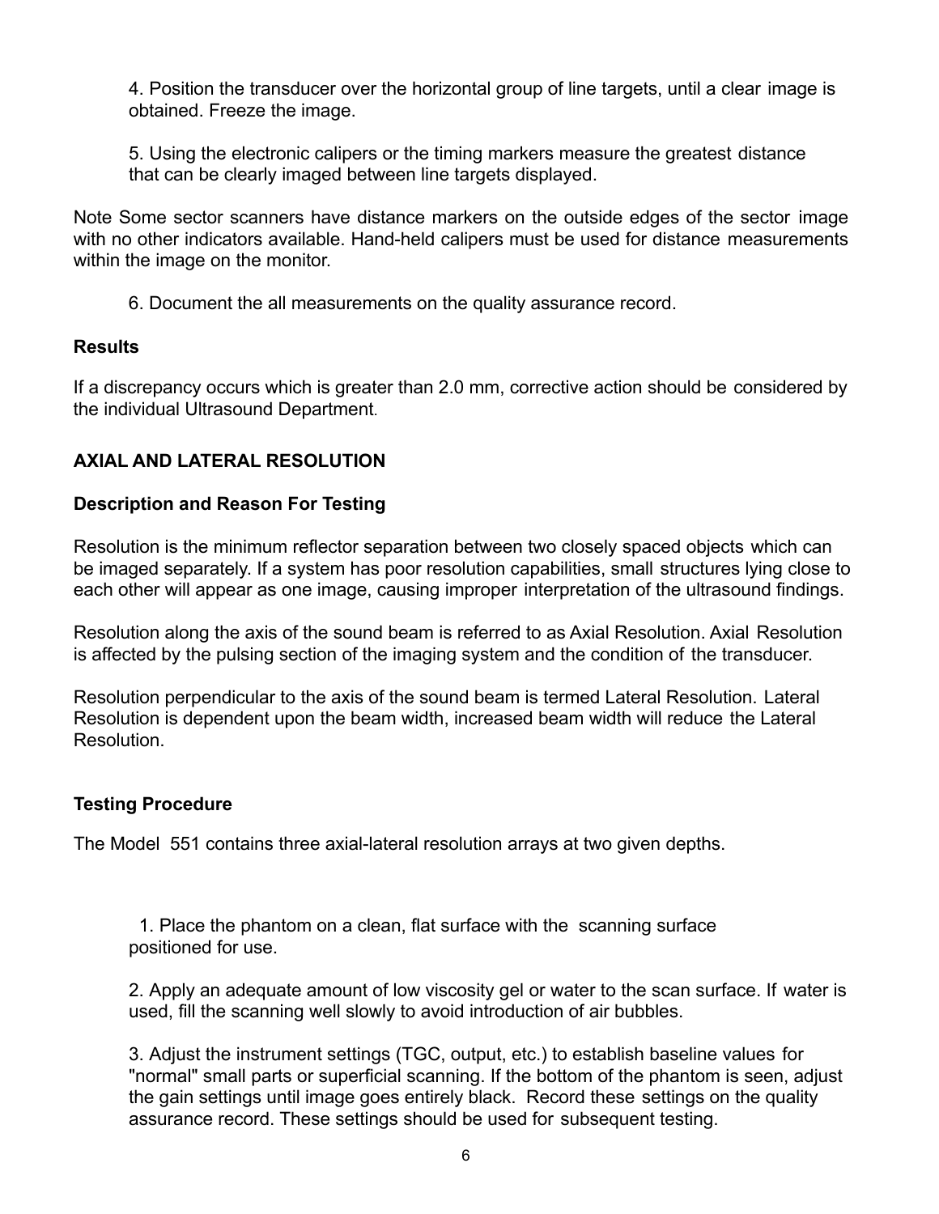4. Position the transducer over the horizontal group of line targets, until a clear image is obtained. Freeze the image.

5. Using the electronic calipers or the timing markers measure the greatest distance that can be clearly imaged between line targets displayed.

Note Some sector scanners have distance markers on the outside edges of the sector image with no other indicators available. Hand-held calipers must be used for distance measurements within the image on the monitor.

6. Document the all measurements on the quality assurance record.

**Results**

If a discrepancy occurs which is greater than 2.0 mm, corrective action should be considered by the individual Ultrasound Department.

## AXIAL AND LATERAL RESOLUTION

### Description and Reason For Testing

Resolution is the minimum reflector separation between two closely spaced objects which can be imaged separately. If a system has poor resolution capabilities, small structures lying close to each other will appear as one image, causing improper interpretation of the ultrasound findings.

Resolution along the axis of the sound beam is referred to as Axial Resolution. Axial Resolution is affected by the pulsing section of the imaging system and the condition of the transducer.

Resolution perpendicular to the axis of the sound beam is termed Lateral Resolution. Lateral Resolution is dependent upon the beam width, increased beam width will reduce the Lateral Resolution.

### Testing Procedure

The Model 551 contains three axial-lateral resolution arrays at two given depths.

1. Place the phantom on a clean, flat surface with the scanning surface positioned for use.

2. Apply an adequate amount of low viscosity gel or water to the scan surface. If water is used, fill the scanning well slowly to avoid introduction of air bubbles.

3. Adjust the instrument settings (TGC, output, etc.) to establish baseline values for "normal" small parts or superficial scanning. If the bottom of the phantom is seen, adjust the gain settings until image goes entirely black. Record these settings on the quality assurance record. These settings should be used for subsequent testing.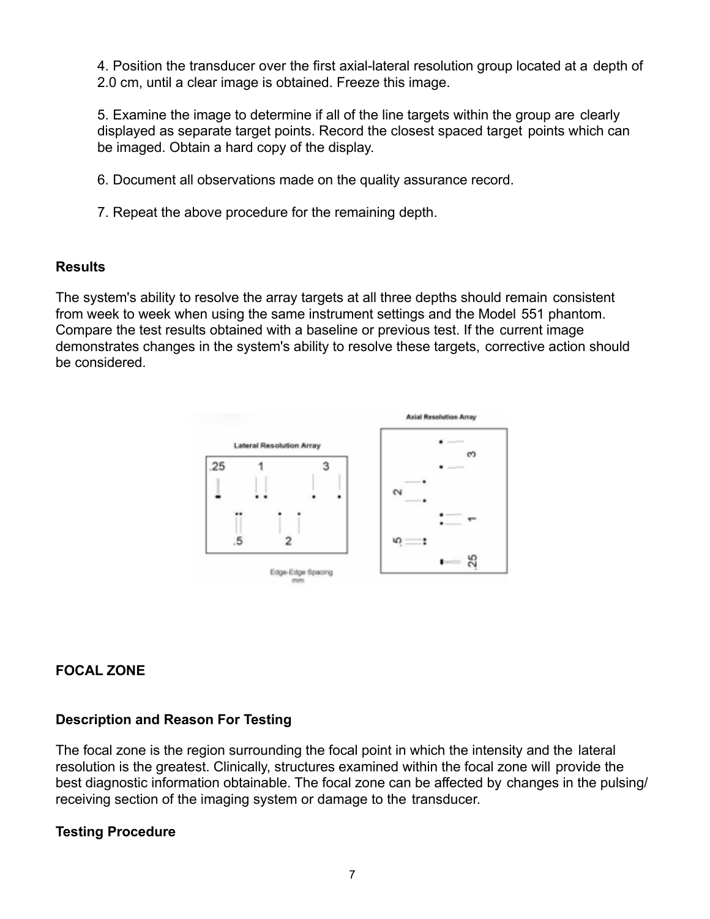4. Position the transducer over the first axial-lateral resolution group located at a depth of 2.0 cm, until a clear image is obtained. Freeze this image.

5. Examine the image to determine if all of the line targets within the group are clearly displayed as separate target points. Record the closest spaced target points which can be imaged. Obtain a hard copy of the display.

6. Document all observations made on the quality assurance record.

7. Repeat the above procedure for the remaining depth.

### Results

The system's ability to resolve the array targets at all three depths should remain consistent from week to week when using the same instrument settings and the Model 551 phantom. Compare the test results obtained with a baseline or previous test. If the current image demonstrates changes in the system's ability to resolve these targets, corrective action should be considered.

## FOCAL ZONE

### Description and Reason For Testing

The focal zone is the region surrounding the focal point in which the intensity and the lateral resolution is the greatest. Clinically, structures examined within the focal zone will provide the best diagnostic information obtainable. The focal zone can be affected by changes in the pulsing/ receiving section of the imaging system or damage to the transducer.

### Testing Procedure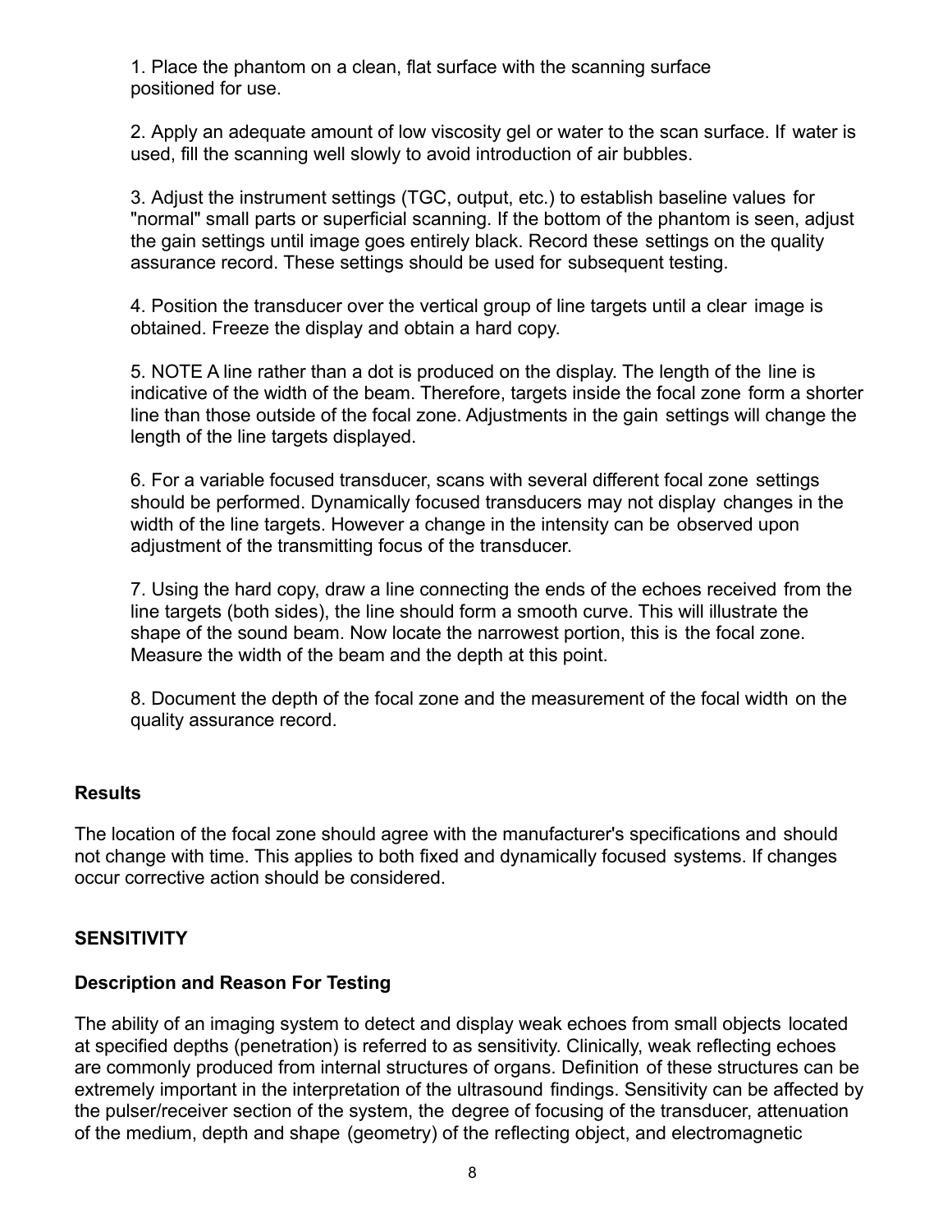1. Place the phantom on a clean, flat surface with the scanning surface positioned for use.

2. Apply an adequate amount of low viscosity gel or water to the scan surface. If water is used, fill the scanning well slowly to avoid introduction of air bubbles.

3. Adjust the instrument settings (TGC, output, etc.) to establish baseline values for "normal" small parts or superficial scanning. If the bottom of the phantom is seen, adjust the gain settings until image goes entirely black. Record these settings on the quality assurance record. These settings should be used for subsequent testing.

4. Position the transducer over the vertical group of line targets until a clear image is obtained. Freeze the display and obtain a hard copy.

5. NOTE A line rather than a dot is produced on the display. The length of the line is indicative of the width of the beam. Therefore, targets inside the focal zone form a shorter line than those outside of the focal zone. Adjustments in the gain settings will change the length of the line targets displayed.

6. For a variable focused transducer, scans with several different focal zone settings should be performed. Dynamically focused transducers may not display changes in the width of the line targets. However a change in the intensity can be observed upon adjustment of the transmitting focus of the transducer.

7. Using the hard copy, draw a line connecting the ends of the echoes received from the line targets (both sides), the line should form a smooth curve. This will illustrate the shape of the sound beam. Now locate the narrowest portion, this is the focal zone. Measure the width of the beam and the depth at this point.

8. Document the depth of the focal zone and the measurement of the focal width on the quality assurance record.

### Results

The location of the focal zone should agree with the manufacturer's specifications and should not change with time. This applies to both fixed and dynamically focused systems. If changes occur corrective action should be considered.

## SENSITIVITY

### Description and Reason For Testing

The ability of an imaging system to detect and display weak echoes from small objects located at specified depths (penetration) is referred to as sensitivity. Clinically, weak reflecting echoes are commonly produced from internal structures of organs. Definition of these structures can be extremely important in the interpretation of the ultrasound findings. Sensitivity can be affected by the pulser/receiver section of the system, the degree of focusing of the transducer, attenuation of the medium, depth and shape (geometry) of the reflecting object, and electromagnetic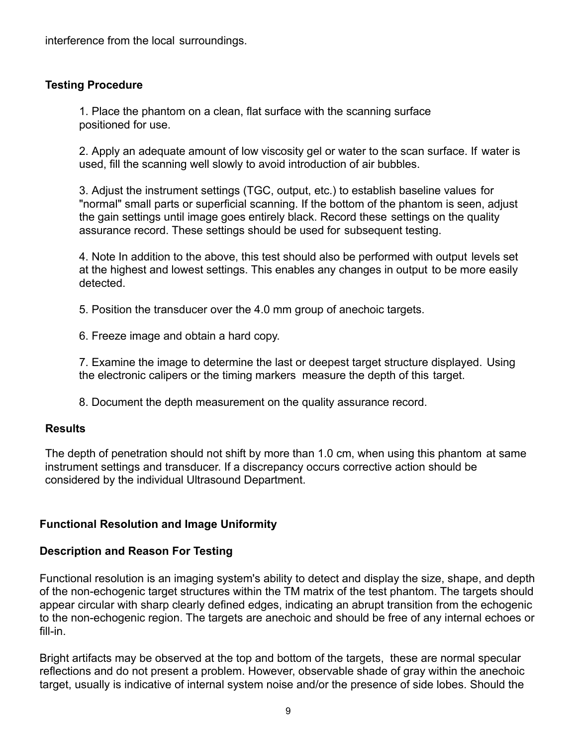interference from the local surroundings.

**Testing Procedure**

1. Place the phantom on a clean, flat surface with the scanning surface positioned for use.

2. Apply an adequate amount of low viscosity gel or water to the scan surface. If water is used, fill the scanning well slowly to avoid introduction of air bubbles.

3. Adjust the instrument settings (TGC, output, etc.) to establish baseline values for "normal" small parts or superficial scanning. If the bottom of the phantom is seen, adjust the gain settings until image goes entirely black. Record these settings on the quality assurance record. These settings should be used for subsequent testing.

4. Note In addition to the above, this test should also be performed with output levels set at the highest and lowest settings. This enables any changes in output to be more easily detected.

5. Position the transducer over the 4.0 mm group of anechoic targets.

6. Freeze image and obtain a hard copy.

7. Examine the image to determine the last or deepest target structure displayed. Using the electronic calipers or the timing markers measure the depth of this target.

8. Document the depth measurement on the quality assurance record.

**Results**

The depth of penetration should not shift by more than 1.0 cm, when using this phantom at same instrument settings and transducer. If a discrepancy occurs corrective action should be considered by the individual Ultrasound Department.

## Functional Resolution and Image Uniformity

**Description and Reason For Testing**

Functional resolution is an imaging system's ability to detect and display the size, shape, and depth of the non-echogenic target structures within the TM matrix of the test phantom. The targets should appear circular with sharp clearly defined edges, indicating an abrupt transition from the echogenic to the non-echogenic region. The targets are anechoic and should be free of any internal echoes or fill-in.

Bright artifacts may be observed at the top and bottom of the targets, these are normal specular reflections and do not present a problem. However, observable shade of gray within the anechoic target, usually is indicative of internal system noise and/or the presence of side lobes. Should the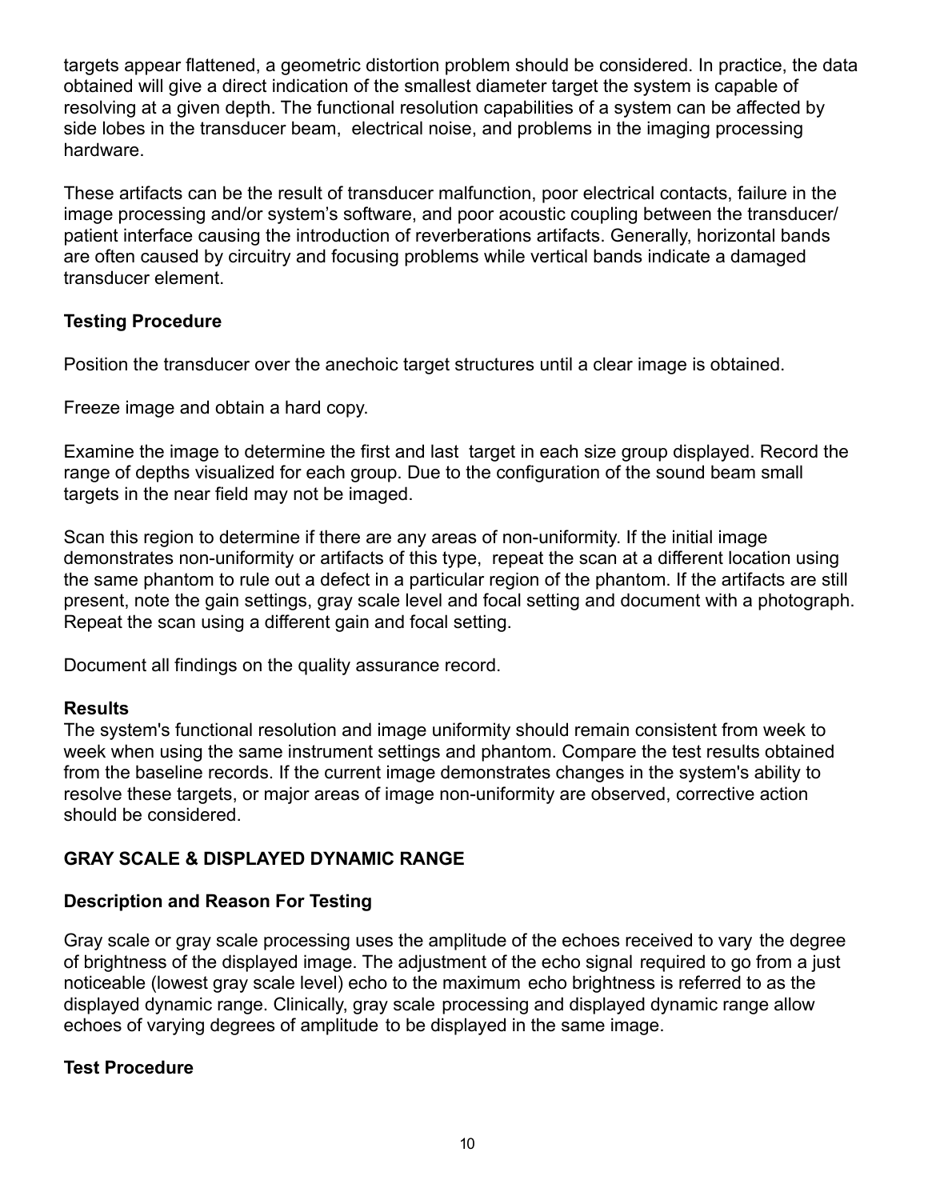targets appear flattened, a geometric distortion problem should be considered. In practice, the data obtained will give a direct indication of the smallest diameter target the system is capable of resolving at a given depth. The functional resolution capabilities of a system can be affected by side lobes in the transducer beam, electrical noise, and problems in the imaging processing hardware.

These artifacts can be the result of transducer malfunction, poor electrical contacts, failure in the image processing and/or system's software, and poor acoustic coupling between the transducer/ patient interface causing the introduction of reverberations artifacts. Generally, horizontal bands are often caused by circuitry and focusing problems while vertical bands indicate a damaged transducer element.

### Testing Procedure

Position the transducer over the anechoic target structures until a clear image is obtained.

Freeze image and obtain a hard copy.

Examine the image to determine the first and last target in each size group displayed. Record the range of depths visualized for each group. Due to the configuration of the sound beam small targets in the near field may not be imaged.

Scan this region to determine if there are any areas of non-uniformity. If the initial image demonstrates non-uniformity or artifacts of this type, repeat the scan at a different location using the same phantom to rule out a defect in a particular region of the phantom. If the artifacts are still present, note the gain settings, gray scale level and focal setting and document with a photograph. Repeat the scan using a different gain and focal setting.

Document all findings on the quality assurance record.

### Results

The system's functional resolution and image uniformity should remain consistent from week to week when using the same instrument settings and phantom. Compare the test results obtained from the baseline records. If the current image demonstrates changes in the system's ability to resolve these targets, or major areas of image non-uniformity are observed, corrective action should be considered.

## GRAY SCALE & DISPLAYED DYNAMIC RANGE

### Description and Reason For Testing

Gray scale or gray scale processing uses the amplitude of the echoes received to vary the degree of brightness of the displayed image. The adjustment of the echo signal required to go from a just noticeable (lowest gray scale level) echo to the maximum echo brightness is referred to as the displayed dynamic range. Clinically, gray scale processing and displayed dynamic range allow echoes of varying degrees of amplitude to be displayed in the same image.

### Test Procedure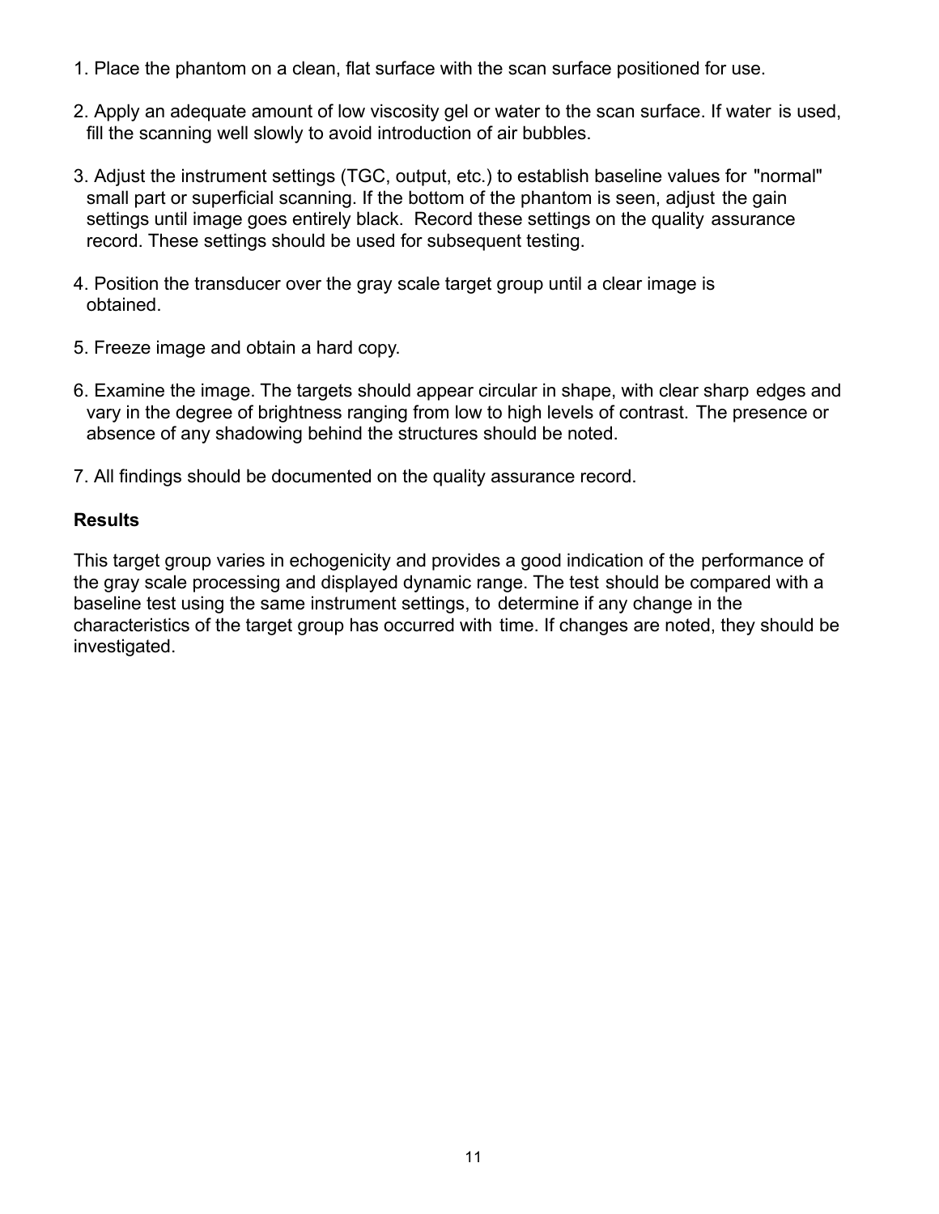1. Place the phantom on a clean, flat surface with the scan surface positioned for use.

2. Apply an adequate amount of low viscosity gel or water to the scan surface. If water is used, fill the scanning well slowly to avoid introduction of air bubbles.

3. Adjust the instrument settings (TGC, output, etc.) to establish baseline values for "normal" small part or superficial scanning. If the bottom of the phantom is seen, adjust the gain settings until image goes entirely black. Record these settings on the quality assurance record. These settings should be used for subsequent testing.

4. Position the transducer over the gray scale target group until a clear image is obtained.

5. Freeze image and obtain a hard copy.

6. Examine the image. The targets should appear circular in shape, with clear sharp edges and vary in the degree of brightness ranging from low to high levels of contrast. The presence or absence of any shadowing behind the structures should be noted.

7. All findings should be documented on the quality assurance record.

**Results**

This target group varies in echogenicity and provides a good indication of the performance of the gray scale processing and displayed dynamic range. The test should be compared with a baseline test using the same instrument settings, to determine if any change in the characteristics of the target group has occurred with time. If changes are noted, they should be investigated.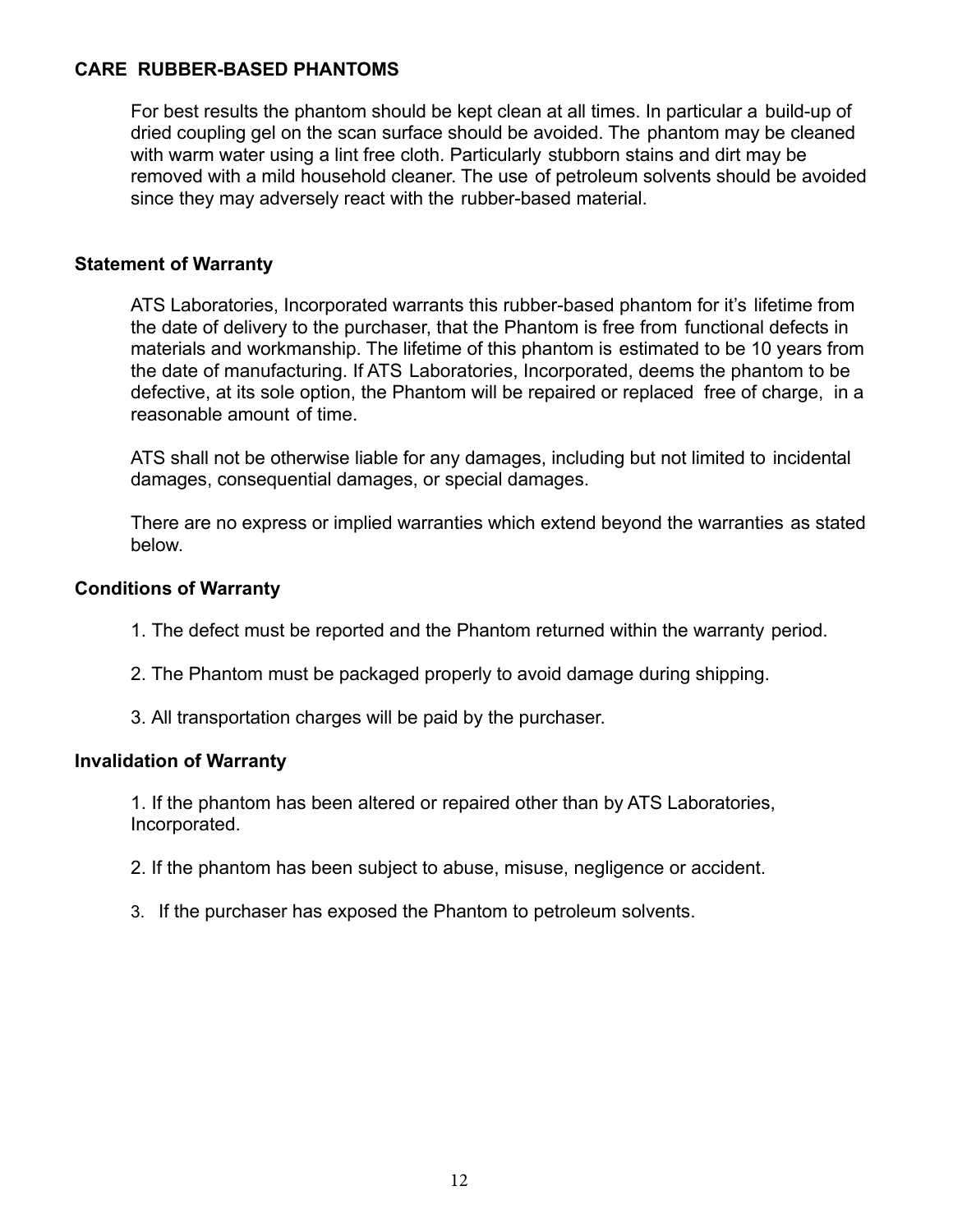## CARE RUBBER-BASED PHANTOMS

For best results the phantom should be kept clean at all times. In particular a build-up of dried coupling gel on the scan surface should be avoided. The phantom may be cleaned with warm water using a lint free cloth. Particularly stubborn stains and dirt may be removed with a mild household cleaner. The use of petroleum solvents should be avoided since they may adversely react with the rubber-based material.

## Statement of Warranty

ATS Laboratories, Incorporated warrants this rubber-based phantom for it's lifetime from the date of delivery to the purchaser, that the Phantom is free from functional defects in materials and workmanship. The lifetime of this phantom is estimated to be 10 years from the date of manufacturing. If ATS Laboratories, Incorporated, deems the phantom to be defective, at its sole option, the Phantom will be repaired or replaced free of charge, in a reasonable amount of time.

ATS shall not be otherwise liable for any damages, including but not limited to incidental damages, consequential damages, or special damages.

There are no express or implied warranties which extend beyond the warranties as stated below.

## Conditions of Warranty

1. The defect must be reported and the Phantom returned within the warranty period.

2. The Phantom must be packaged properly to avoid damage during shipping.

3. All transportation charges will be paid by the purchaser.

## Invalidation of Warranty

1. If the phantom has been altered or repaired other than by ATS Laboratories, Incorporated.

2. If the phantom has been subject to abuse, misuse, negligence or accident.

3. If the purchaser has exposed the Phantom to petroleum solvents.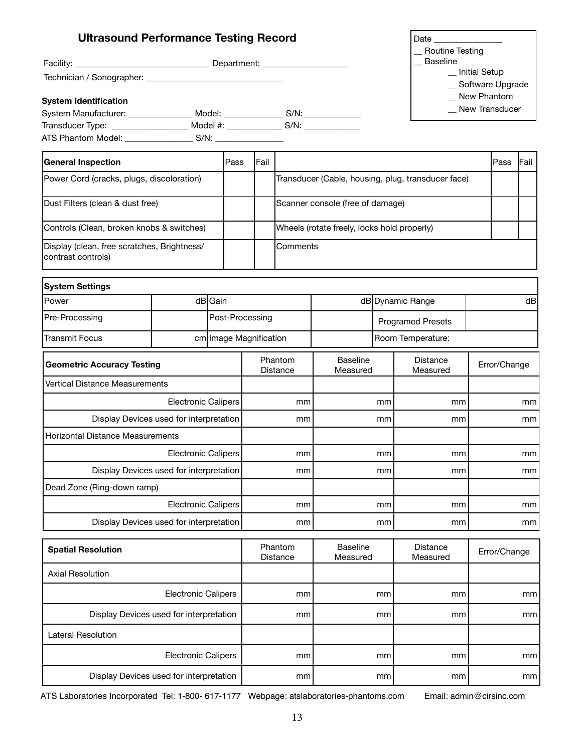## Ultrasound Performance Testing Record

Facility: ____________________________ Department: __________________

Technician / Sonographer: ______________________________

Date _______________

__ Routine Testing

__ Baseline

- __ Initial Setup
- __ Software Upgrade
- __ New Phantom
- __ New Transducer

**System Identification**

System Manufacturer: ______________ Model: _____________ S/N: ____________

Transducer Type: ________________ Model #: ____________ S/N: ____________

ATS Phantom Model: _______________ S/N: _______________

| **General Inspection** | Pass | Fail | | Pass | Fail |
|---|---|---|---|---|---|
| Power Cord (cracks, plugs, discoloration) | | | Transducer (Cable, housing, plug, transducer face) | | |
| Dust Filters (clean & dust free) | | | Scanner console (free of damage) | | |
| Controls (Clean, broken knobs & switches) | | | Wheels (rotate freely, locks hold properly) | | |
| Display (clean, free scratches, Brightness/ contrast controls) | | | Comments | | |

| **System Settings** | | | | | |
|---|---|---|---|---|---|
| Power | dB | Gain | dB | Dynamic Range | dB |
| Pre-Processing | | Post-Processing | | Programed Presets | |
| Transmit Focus | cm | Image Magnification | | Room Temperature: | |

| **Geometric Accuracy Testing** | Phantom Distance | Baseline Measured | Distance Measured | Error/Change |
|---|---|---|---|---|
| Vertical Distance Measurements | | | | |
| Electronic Calipers | mm | mm | mm | mm |
| Display Devices used for interpretation | mm | mm | mm | mm |
| Horizontal Distance Measurements | | | | |
| Electronic Calipers | mm | mm | mm | mm |
| Display Devices used for interpretation | mm | mm | mm | mm |
| Dead Zone (Ring-down ramp) | | | | |
| Electronic Calipers | mm | mm | mm | mm |
| Display Devices used for interpretation | mm | mm | mm | mm |

| **Spatial Resolution** | Phantom Distance | Baseline Measured | Distance Measured | Error/Change |
|---|---|---|---|---|
| Axial Resolution | | | | |
| Electronic Calipers | mm | mm | mm | mm |
| Display Devices used for interpretation | mm | mm | mm | mm |
| Lateral Resolution | | | | |
| Electronic Calipers | mm | mm | mm | mm |
| Display Devices used for interpretation | mm | mm | mm | mm |

ATS Laboratories Incorporated Tel: 1-800- 617-1177 Webpage: atslaboratories-phantoms.com Email: admin@cirsinc.com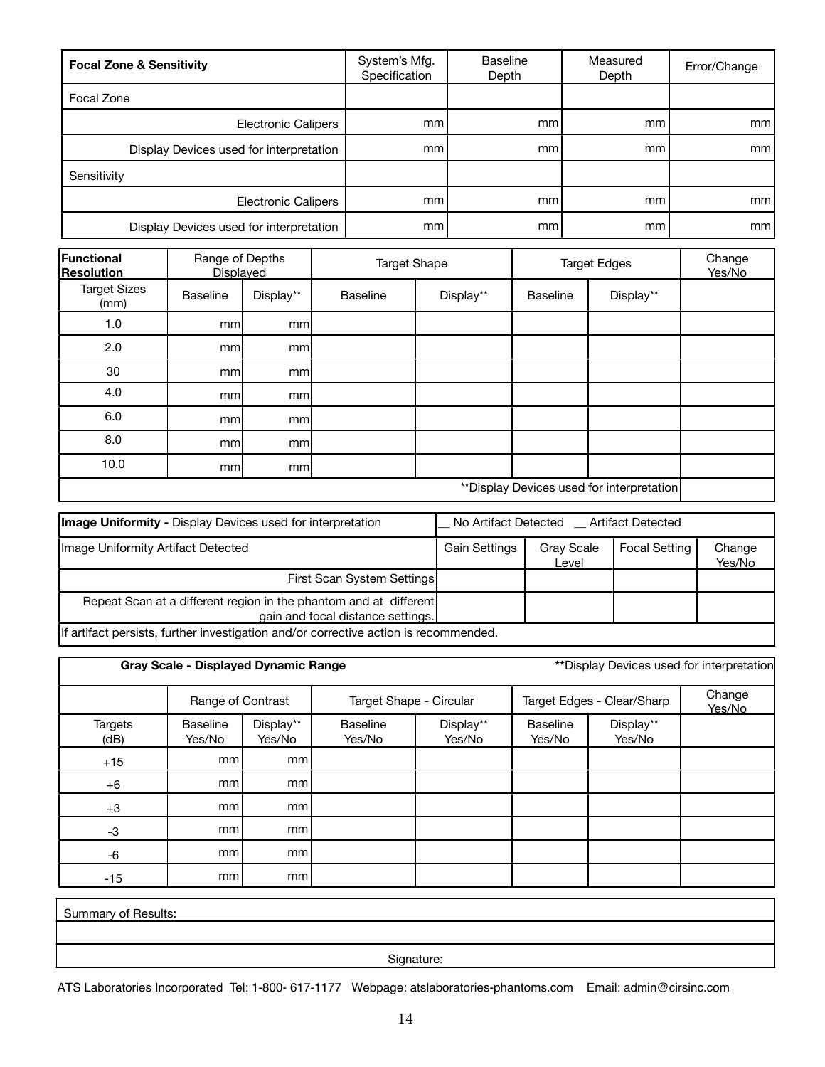| **Focal Zone & Sensitivity** | System's Mfg. Specification | Baseline Depth | Measured Depth | Error/Change |
|---|---|---|---|---|
| Focal Zone | | | | |
| Electronic Calipers | mm | mm | mm | mm |
| Display Devices used for interpretation | mm | mm | mm | mm |
| Sensitivity | | | | |
| Electronic Calipers | mm | mm | mm | mm |
| Display Devices used for interpretation | mm | mm | mm | mm |

| **Functional Resolution** | Range of Depths Displayed | | Target Shape | | Target Edges | | Change Yes/No |
|---|---|---|---|---|---|---|---|
| Target Sizes (mm) | Baseline | Display** | Baseline | Display** | Baseline | Display** | |
| 1.0 | mm | mm | | | | | |
| 2.0 | mm | mm | | | | | |
| 30 | mm | mm | | | | | |
| 4.0 | mm | mm | | | | | |
| 6.0 | mm | mm | | | | | |
| 8.0 | mm | mm | | | | | |
| 10.0 | mm | mm | | | | | |
| **Display Devices used for interpretation | | | | | | | |

| **Image Uniformity -** Display Devices used for interpretation | __ No Artifact Detected __ Artifact Detected | | | |
|---|---|---|---|---|
| Image Uniformity Artifact Detected | Gain Settings | Gray Scale Level | Focal Setting | Change Yes/No |
| First Scan System Settings | | | | |
| Repeat Scan at a different region in the phantom and at different gain and focal distance settings. | | | | |
| If artifact persists, further investigation and/or corrective action is recommended. | | | | |

**Gray Scale - Displayed Dynamic Range** — **Display Devices used for interpretation

| | Range of Contrast | | Target Shape - Circular | | Target Edges - Clear/Sharp | | Change Yes/No |
|---|---|---|---|---|---|---|---|
| Targets (dB) | Baseline Yes/No | Display** Yes/No | Baseline Yes/No | Display** Yes/No | Baseline Yes/No | Display** Yes/No | |
| +15 | mm | mm | | | | | |
| +6 | mm | mm | | | | | |
| +3 | mm | mm | | | | | |
| -3 | mm | mm | | | | | |
| -6 | mm | mm | | | | | |
| -15 | mm | mm | | | | | |

Summary of Results:

Signature:

ATS Laboratories Incorporated Tel: 1-800- 617-1177 Webpage: atslaboratories-phantoms.com Email: admin@cirsinc.com